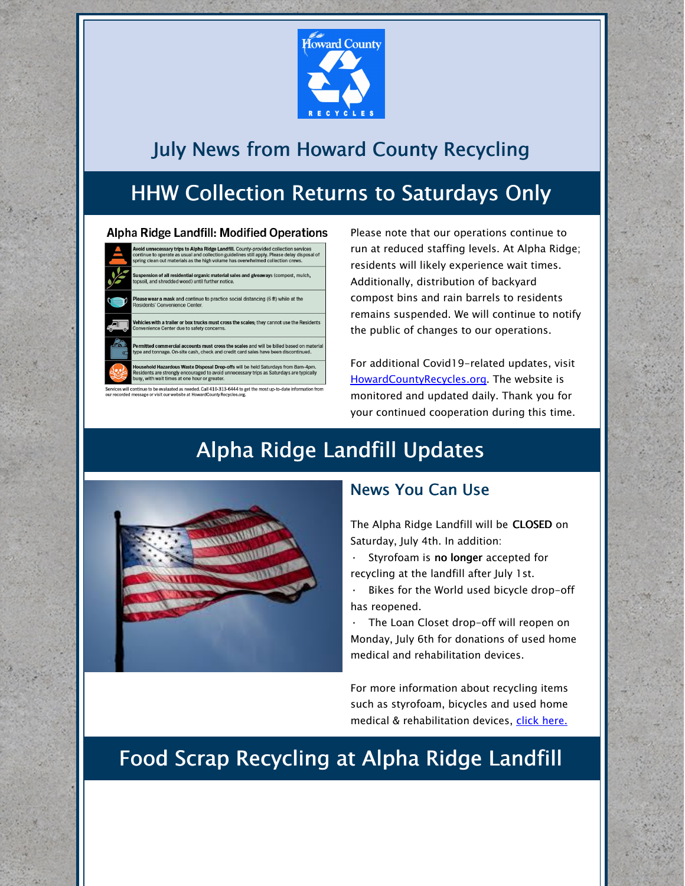# July News from Howard County Recycling

## HHW Collection Returns to Saturdays Only

### Alpha Ridge Landfill: Modified Operations

**Avoid unnecessary trips to Alpha Ridge Landfill.** County-provided collection services continue to operate as usual and collection guidelines still apply. Please delay disposal of spring clean out materials as the high volume has overwhelmed collection crews.

**Suspension of all residential organic material sales and giveaways** (compost, mulch, topsoil, and shredded wood) until further notice.

**Please wear a mask** and continue to practice social distancing (6 ft) while at the Residents' Convenience Center.

**Vehicles with a trailer or box trucks must cross the scales;** they cannot use the Residents Convenience Center due to safety concerns.

**Permitted commercial accounts must cross the scales** and will be billed based on material type and tonnage. On-site cash, check and credit card sales have been discontinued.

**Household Hazardous Waste Disposal Drop-offs** will be held Saturdays from 8am-4pm. Residents are strongly encouraged to avoid unnecessary trips as Saturdays are typically busy, with wait times at one hour or greater.

Services will continue to be evaluated as needed. Call 410-313-6444 to get the most up-to-date information from our recorded message or visit our website at HowardCountyRecycles.org.

Please note that our operations continue to run at reduced staffing levels. At Alpha Ridge; residents will likely experience wait times. Additionally, distribution of backyard compost bins and rain barrels to residents remains suspended. We will continue to notify the public of changes to our operations.

For additional Covid19-related updates, visit HowardCountyRecycles.org. The website is monitored and updated daily. Thank you for your continued cooperation during this time.

## Alpha Ridge Landfill Updates

### News You Can Use

The Alpha Ridge Landfill will be **CLOSED** on Saturday, July 4th. In addition:

- Styrofoam is **no longer** accepted for recycling at the landfill after July 1st.
- Bikes for the World used bicycle drop-off has reopened.
- The Loan Closet drop-off will reopen on Monday, July 6th for donations of used home medical and rehabilitation devices.

For more information about recycling items such as styrofoam, bicycles and used home medical & rehabilitation devices, click here.

## Food Scrap Recycling at Alpha Ridge Landfill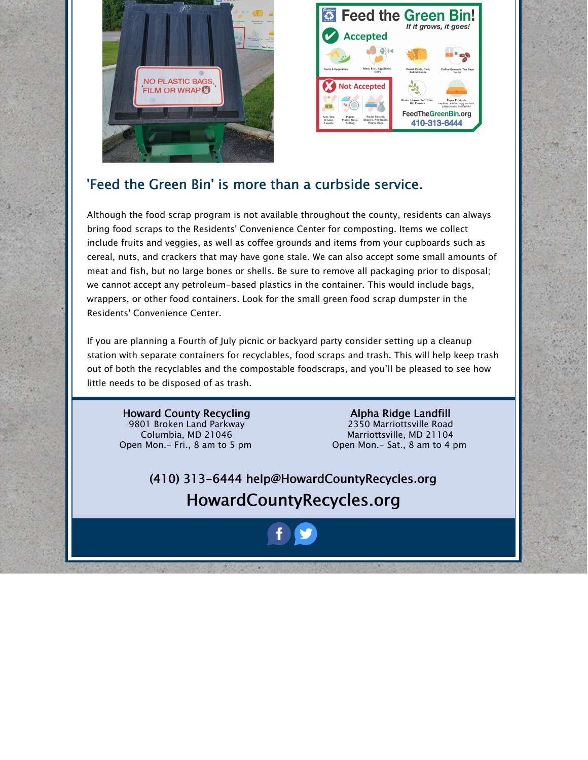## 'Feed the Green Bin' is more than a curbside service.

Although the food scrap program is not available throughout the county, residents can always bring food scraps to the Residents' Convenience Center for composting. Items we collect include fruits and veggies, as well as coffee grounds and items from your cupboards such as cereal, nuts, and crackers that may have gone stale. We can also accept some small amounts of meat and fish, but no large bones or shells. Be sure to remove all packaging prior to disposal; we cannot accept any petroleum-based plastics in the container. This would include bags, wrappers, or other food containers. Look for the small green food scrap dumpster in the Residents' Convenience Center.

If you are planning a Fourth of July picnic or backyard party consider setting up a cleanup station with separate containers for recyclables, food scraps and trash. This will help keep trash out of both the recyclables and the compostable foodscraps, and you'll be pleased to see how little needs to be disposed of as trash.

**Howard County Recycling**
9801 Broken Land Parkway
Columbia, MD 21046
Open Mon.- Fri., 8 am to 5 pm

**Alpha Ridge Landfill**
2350 Marriottsville Road
Marriottsville, MD 21104
Open Mon.- Sat., 8 am to 4 pm

(410) 313-6444 help@HowardCountyRecycles.org

HowardCountyRecycles.org